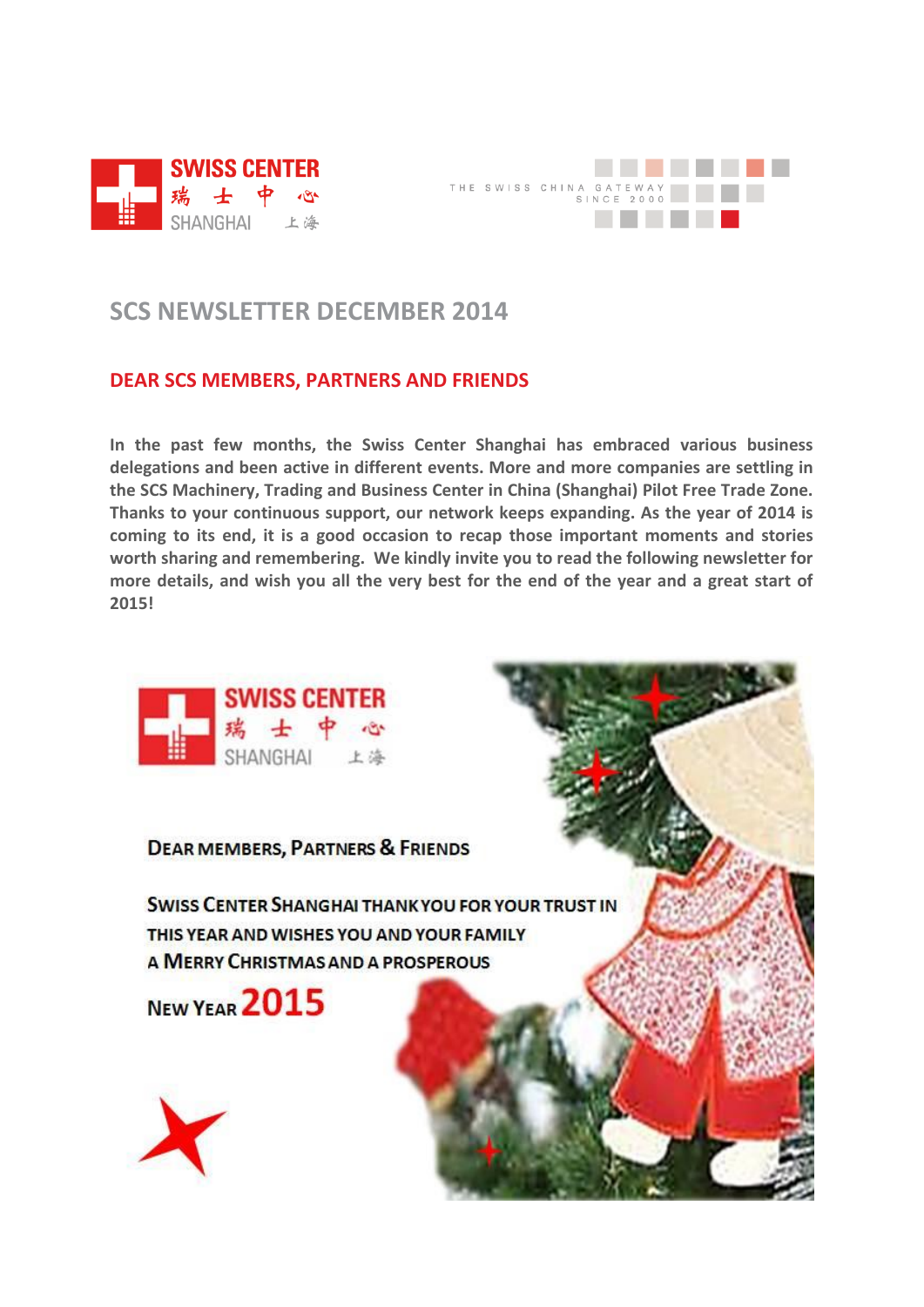SWISS CENTER 瑞士中心 SHANGHAI 上海

THE SWISS CHINA GATEWAY SINCE 2000

# SCS NEWSLETTER DECEMBER 2014

## DEAR SCS MEMBERS, PARTNERS AND FRIENDS

**In the past few months, the Swiss Center Shanghai has embraced various business delegations and been active in different events. More and more companies are settling in the SCS Machinery, Trading and Business Center in China (Shanghai) Pilot Free Trade Zone. Thanks to your continuous support, our network keeps expanding. As the year of 2014 is coming to its end, it is a good occasion to recap those important moments and stories worth sharing and remembering. We kindly invite you to read the following newsletter for more details, and wish you all the very best for the end of the year and a great start of 2015!**

SWISS CENTER 瑞士中心 SHANGHAI 上海

DEAR MEMBERS, PARTNERS & FRIENDS

SWISS CENTER SHANGHAI THANK YOU FOR YOUR TRUST IN THIS YEAR AND WISHES YOU AND YOUR FAMILY A MERRY CHRISTMAS AND A PROSPEROUS NEW YEAR 2015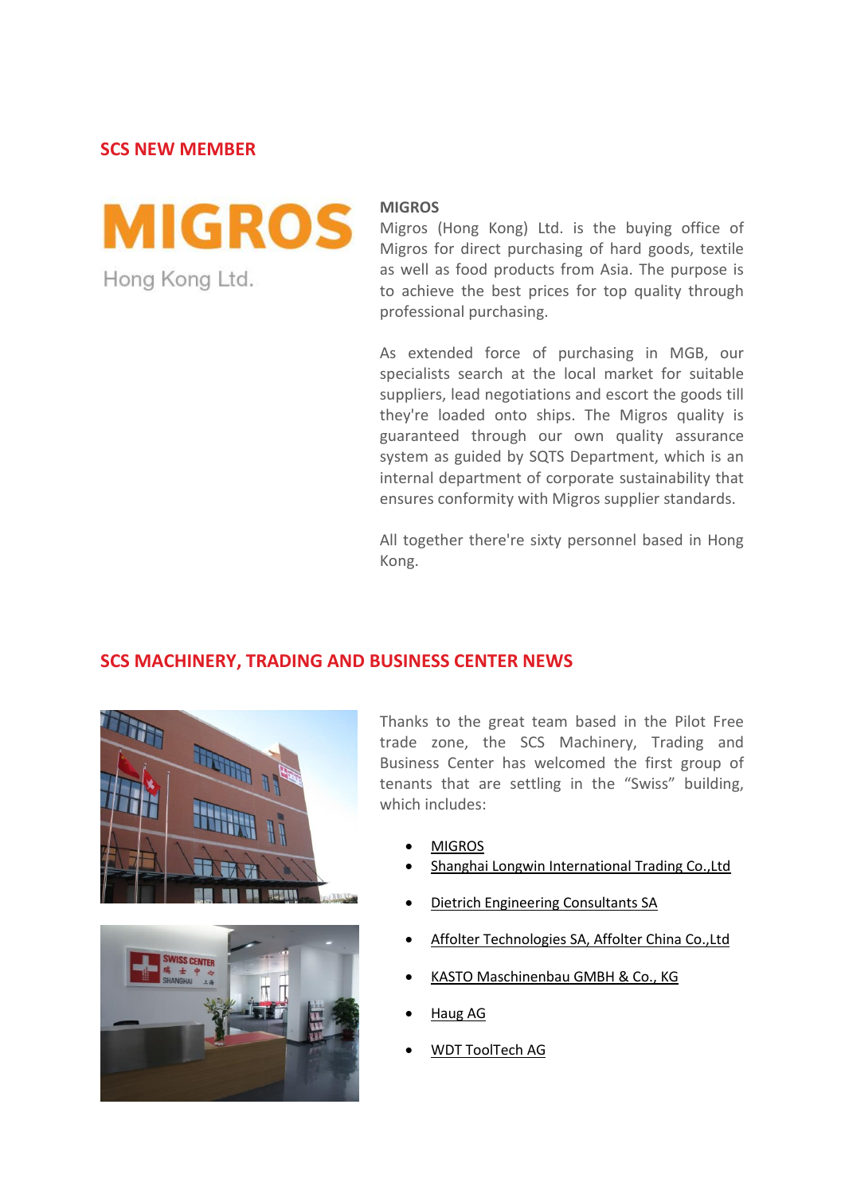## SCS NEW MEMBER

### MIGROS

Migros (Hong Kong) Ltd. is the buying office of Migros for direct purchasing of hard goods, textile as well as food products from Asia. The purpose is to achieve the best prices for top quality through professional purchasing.

As extended force of purchasing in MGB, our specialists search at the local market for suitable suppliers, lead negotiations and escort the goods till they're loaded onto ships. The Migros quality is guaranteed through our own quality assurance system as guided by SQTS Department, which is an internal department of corporate sustainability that ensures conformity with Migros supplier standards.

All together there're sixty personnel based in Hong Kong.

## SCS MACHINERY, TRADING AND BUSINESS CENTER NEWS

Thanks to the great team based in the Pilot Free trade zone, the SCS Machinery, Trading and Business Center has welcomed the first group of tenants that are settling in the "Swiss" building, which includes:

- MIGROS
- Shanghai Longwin International Trading Co.,Ltd
- Dietrich Engineering Consultants SA
- Affolter Technologies SA, Affolter China Co.,Ltd
- KASTO Maschinenbau GMBH & Co., KG
- Haug AG
- WDT ToolTech AG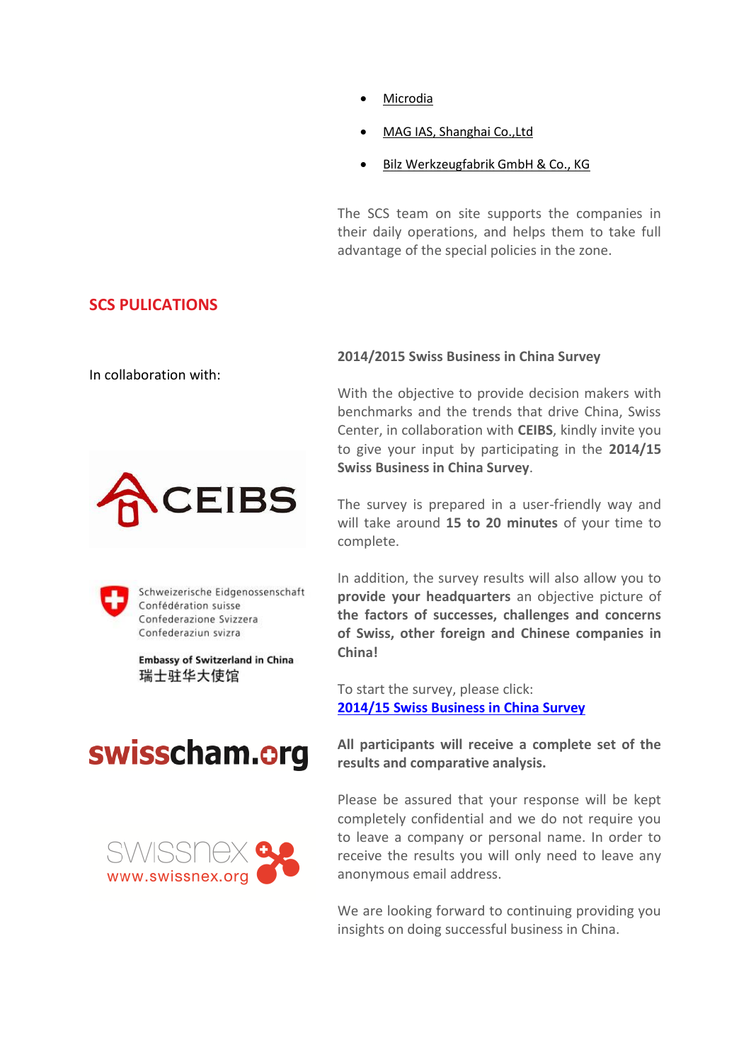- Microdia
- MAG IAS, Shanghai Co.,Ltd
- Bilz Werkzeugfabrik GmbH & Co., KG

The SCS team on site supports the companies in their daily operations, and helps them to take full advantage of the special policies in the zone.

## SCS PULICATIONS

In collaboration with:

CEIBS

Schweizerische Eidgenossenschaft
Confédération suisse
Confederazione Svizzera
Confederaziun svizra

Embassy of Switzerland in China
瑞士驻华大使馆

swisscham.org

swissnex
www.swissnex.org

**2014/2015 Swiss Business in China Survey**

With the objective to provide decision makers with benchmarks and the trends that drive China, Swiss Center, in collaboration with **CEIBS**, kindly invite you to give your input by participating in the **2014/15 Swiss Business in China Survey**.

The survey is prepared in a user-friendly way and will take around **15 to 20 minutes** of your time to complete.

In addition, the survey results will also allow you to **provide your headquarters** an objective picture of **the factors of successes, challenges and concerns of Swiss, other foreign and Chinese companies in China!**

To start the survey, please click:
**2014/15 Swiss Business in China Survey**

**All participants will receive a complete set of the results and comparative analysis.**

Please be assured that your response will be kept completely confidential and we do not require you to leave a company or personal name. In order to receive the results you will only need to leave any anonymous email address.

We are looking forward to continuing providing you insights on doing successful business in China.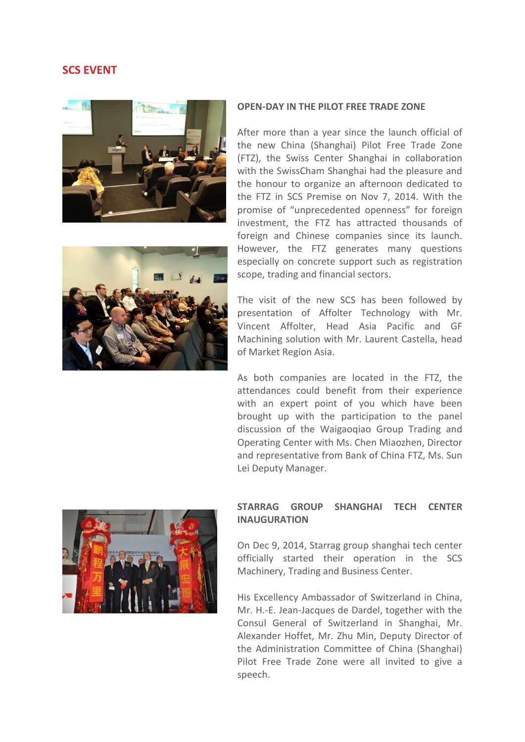## SCS EVENT

### OPEN-DAY IN THE PILOT FREE TRADE ZONE

After more than a year since the launch official of the new China (Shanghai) Pilot Free Trade Zone (FTZ), the Swiss Center Shanghai in collaboration with the SwissCham Shanghai had the pleasure and the honour to organize an afternoon dedicated to the FTZ in SCS Premise on Nov 7, 2014. With the promise of "unprecedented openness" for foreign investment, the FTZ has attracted thousands of foreign and Chinese companies since its launch. However, the FTZ generates many questions especially on concrete support such as registration scope, trading and financial sectors.

The visit of the new SCS has been followed by presentation of Affolter Technology with Mr. Vincent Affolter, Head Asia Pacific and GF Machining solution with Mr. Laurent Castella, head of Market Region Asia.

As both companies are located in the FTZ, the attendances could benefit from their experience with an expert point of you which have been brought up with the participation to the panel discussion of the Waigaoqiao Group Trading and Operating Center with Ms. Chen Miaozhen, Director and representative from Bank of China FTZ, Ms. Sun Lei Deputy Manager.

### STARRAG GROUP SHANGHAI TECH CENTER INAUGURATION

On Dec 9, 2014, Starrag group shanghai tech center officially started their operation in the SCS Machinery, Trading and Business Center.

His Excellency Ambassador of Switzerland in China, Mr. H.-E. Jean-Jacques de Dardel, together with the Consul General of Switzerland in Shanghai, Mr. Alexander Hoffet, Mr. Zhu Min, Deputy Director of the Administration Committee of China (Shanghai) Pilot Free Trade Zone were all invited to give a speech.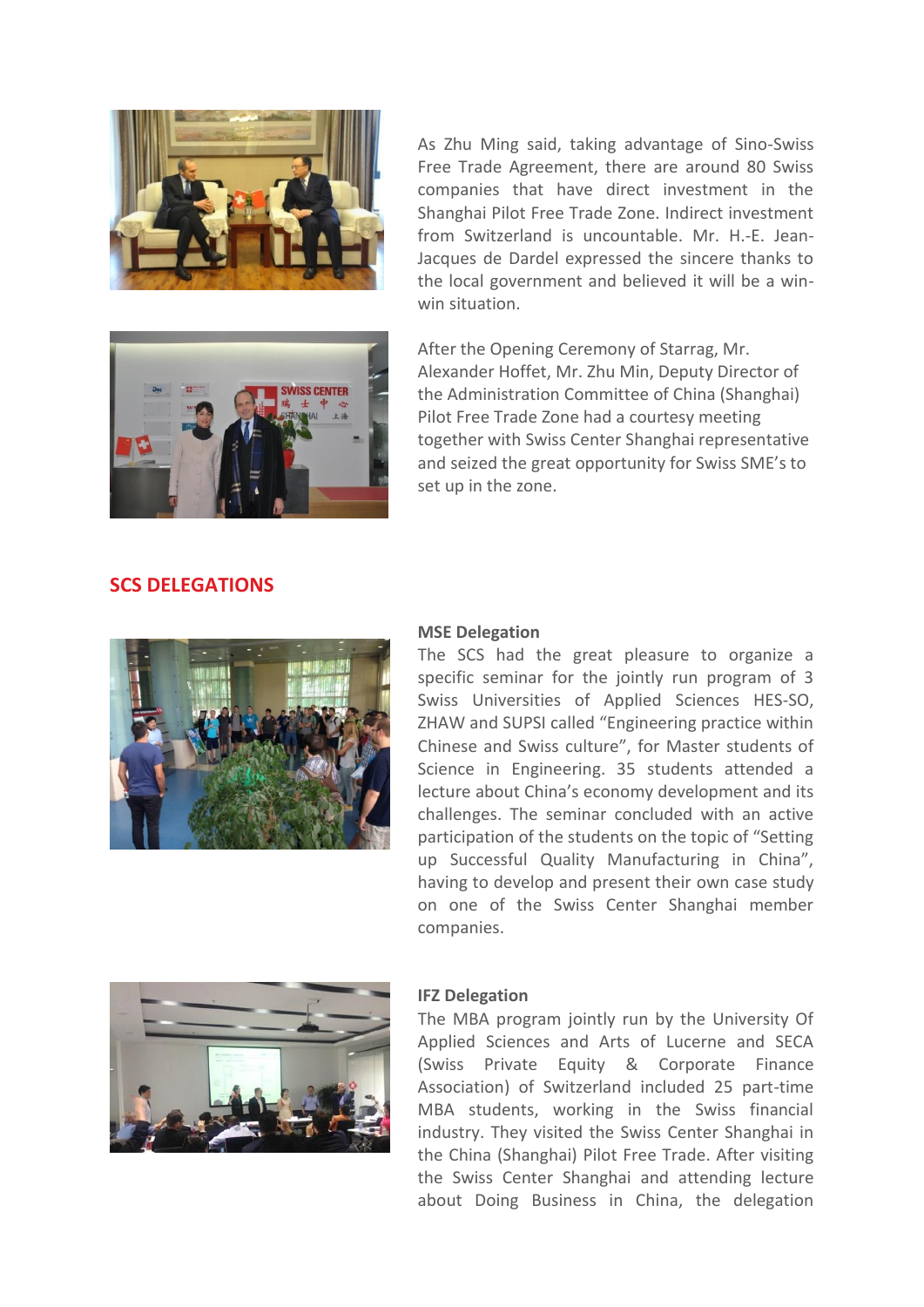As Zhu Ming said, taking advantage of Sino-Swiss Free Trade Agreement, there are around 80 Swiss companies that have direct investment in the Shanghai Pilot Free Trade Zone. Indirect investment from Switzerland is uncountable. Mr. H.-E. Jean-Jacques de Dardel expressed the sincere thanks to the local government and believed it will be a win-win situation.

After the Opening Ceremony of Starrag, Mr. Alexander Hoffet, Mr. Zhu Min, Deputy Director of the Administration Committee of China (Shanghai) Pilot Free Trade Zone had a courtesy meeting together with Swiss Center Shanghai representative and seized the great opportunity for Swiss SME's to set up in the zone.

## SCS DELEGATIONS

**MSE Delegation**

The SCS had the great pleasure to organize a specific seminar for the jointly run program of 3 Swiss Universities of Applied Sciences HES-SO, ZHAW and SUPSI called "Engineering practice within Chinese and Swiss culture", for Master students of Science in Engineering. 35 students attended a lecture about China's economy development and its challenges. The seminar concluded with an active participation of the students on the topic of "Setting up Successful Quality Manufacturing in China", having to develop and present their own case study on one of the Swiss Center Shanghai member companies.

**IFZ Delegation**

The MBA program jointly run by the University Of Applied Sciences and Arts of Lucerne and SECA (Swiss Private Equity & Corporate Finance Association) of Switzerland included 25 part-time MBA students, working in the Swiss financial industry. They visited the Swiss Center Shanghai in the China (Shanghai) Pilot Free Trade. After visiting the Swiss Center Shanghai and attending lecture about Doing Business in China, the delegation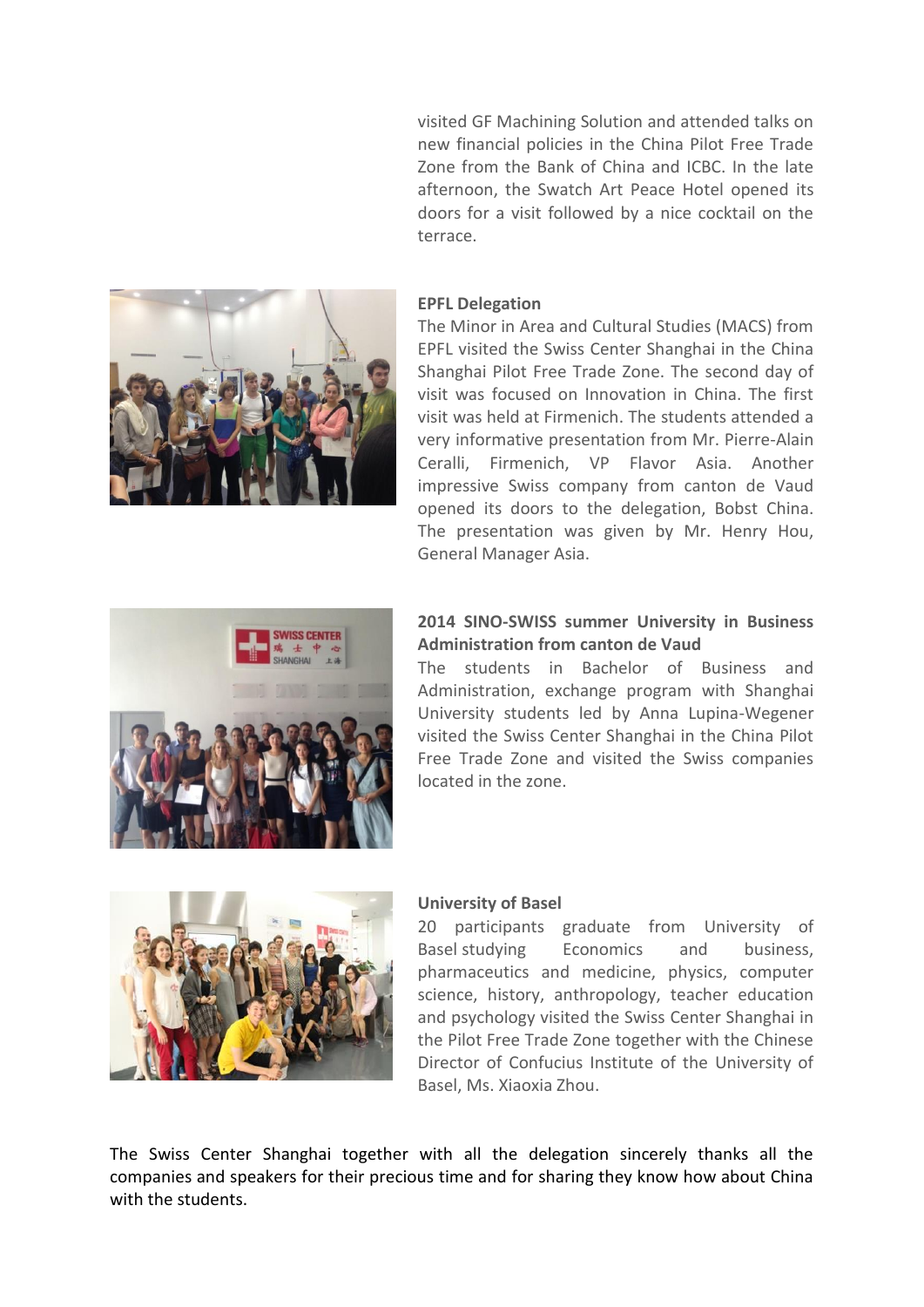visited GF Machining Solution and attended talks on new financial policies in the China Pilot Free Trade Zone from the Bank of China and ICBC. In the late afternoon, the Swatch Art Peace Hotel opened its doors for a visit followed by a nice cocktail on the terrace.

**EPFL Delegation**

The Minor in Area and Cultural Studies (MACS) from EPFL visited the Swiss Center Shanghai in the China Shanghai Pilot Free Trade Zone. The second day of visit was focused on Innovation in China. The first visit was held at Firmenich. The students attended a very informative presentation from Mr. Pierre-Alain Ceralli, Firmenich, VP Flavor Asia. Another impressive Swiss company from canton de Vaud opened its doors to the delegation, Bobst China. The presentation was given by Mr. Henry Hou, General Manager Asia.

**2014 SINO-SWISS summer University in Business Administration from canton de Vaud**

The students in Bachelor of Business and Administration, exchange program with Shanghai University students led by Anna Lupina-Wegener visited the Swiss Center Shanghai in the China Pilot Free Trade Zone and visited the Swiss companies located in the zone.

**University of Basel**

20 participants graduate from University of Basel studying Economics and business, pharmaceutics and medicine, physics, computer science, history, anthropology, teacher education and psychology visited the Swiss Center Shanghai in the Pilot Free Trade Zone together with the Chinese Director of Confucius Institute of the University of Basel, Ms. Xiaoxia Zhou.

The Swiss Center Shanghai together with all the delegation sincerely thanks all the companies and speakers for their precious time and for sharing they know how about China with the students.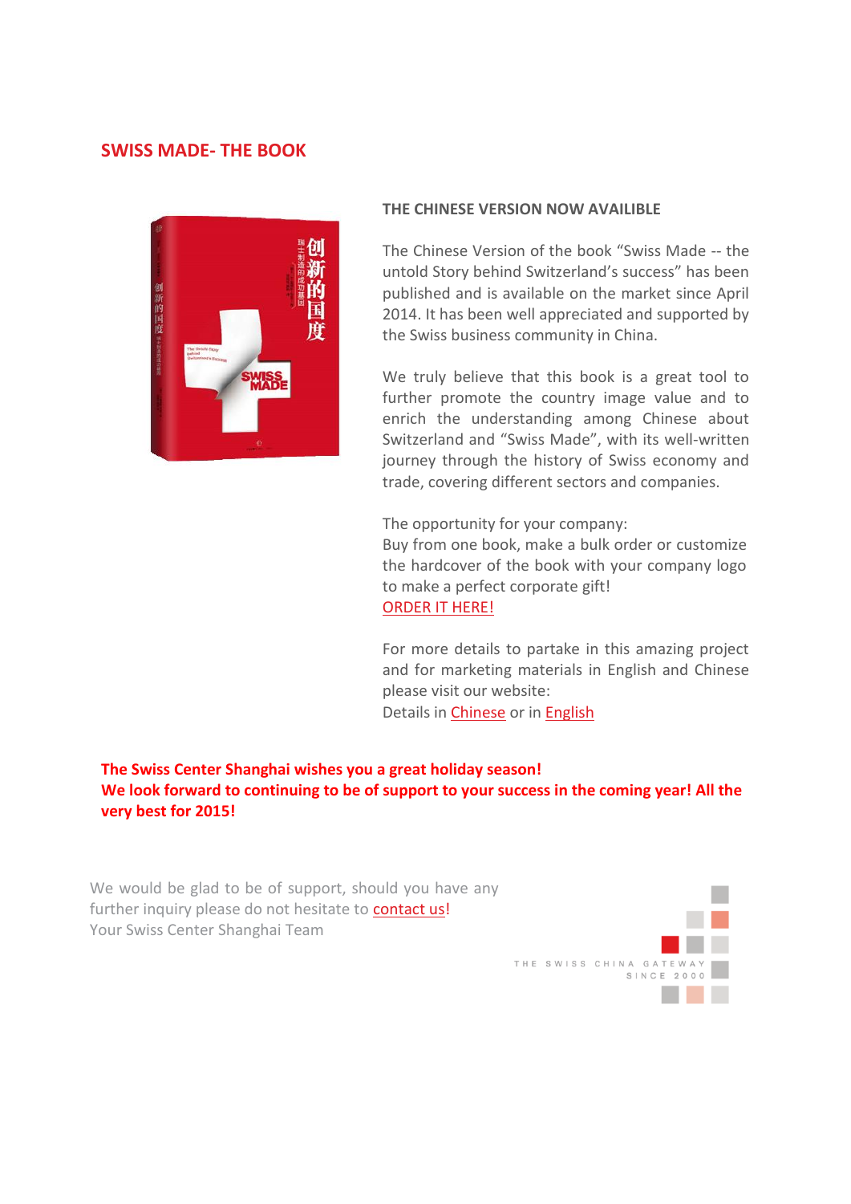## SWISS MADE- THE BOOK

### THE CHINESE VERSION NOW AVAILIBLE

The Chinese Version of the book "Swiss Made -- the untold Story behind Switzerland's success" has been published and is available on the market since April 2014. It has been well appreciated and supported by the Swiss business community in China.

We truly believe that this book is a great tool to further promote the country image value and to enrich the understanding among Chinese about Switzerland and "Swiss Made", with its well-written journey through the history of Swiss economy and trade, covering different sectors and companies.

The opportunity for your company:
Buy from one book, make a bulk order or customize the hardcover of the book with your company logo to make a perfect corporate gift!
ORDER IT HERE!

For more details to partake in this amazing project and for marketing materials in English and Chinese please visit our website:
Details in Chinese or in English

**The Swiss Center Shanghai wishes you a great holiday season!**
**We look forward to continuing to be of support to your success in the coming year! All the very best for 2015!**

We would be glad to be of support, should you have any further inquiry please do not hesitate to contact us!
Your Swiss Center Shanghai Team

THE SWISS CHINA GATEWAY
SINCE 2000